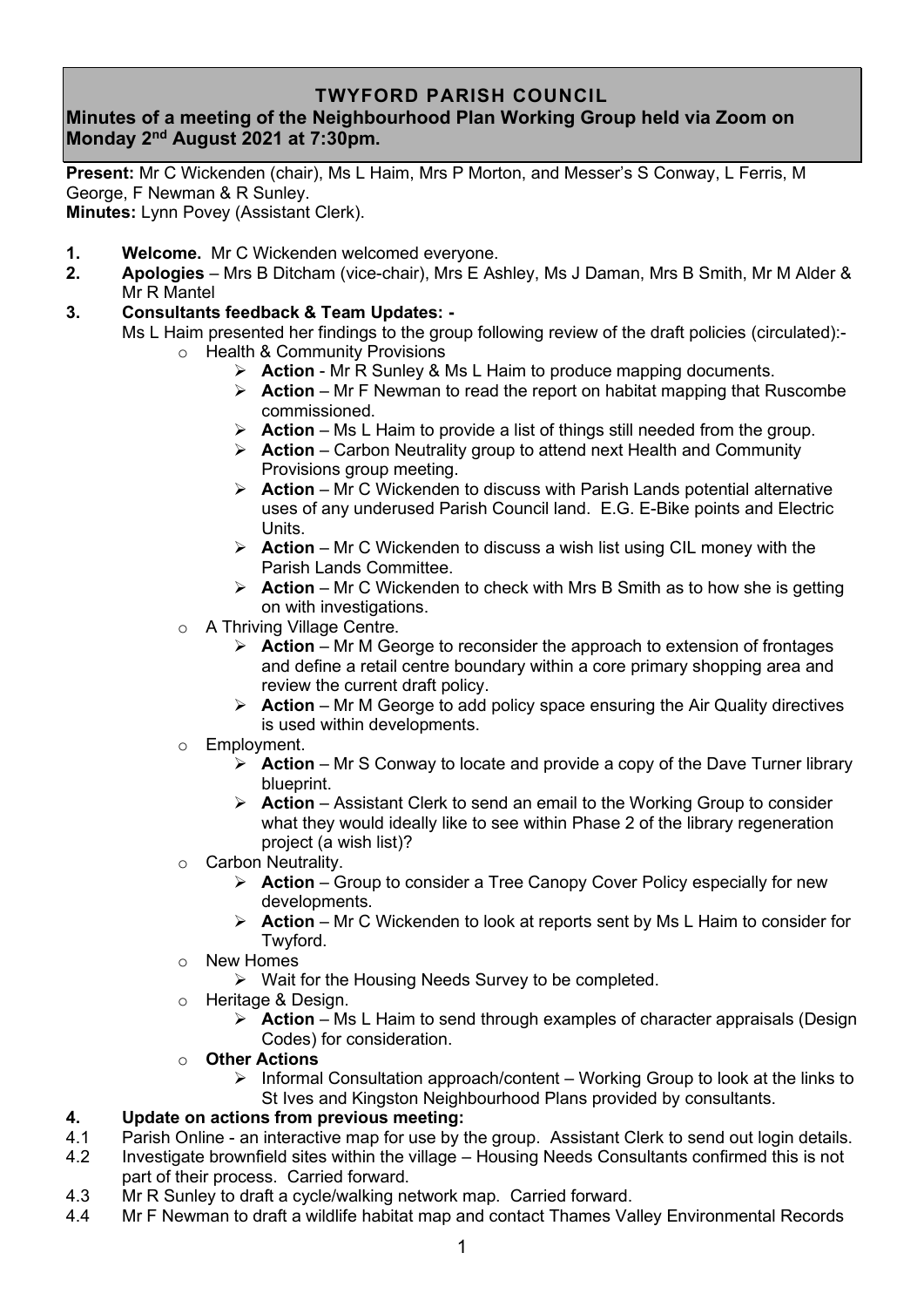# TWYFORD PARISH COUNCIL

## Minutes of a meeting of the Neighbourhood Plan Working Group held via Zoom on Monday 2nd August 2021 at 7:30pm.

**Present:** Mr C Wickenden (chair), Ms L Haim, Mrs P Morton, and Messer's S Conway, L Ferris, M George, F Newman & R Sunley.
**Minutes:** Lynn Povey (Assistant Clerk).

1. **Welcome.** Mr C Wickenden welcomed everyone.
2. **Apologies** – Mrs B Ditcham (vice-chair), Mrs E Ashley, Ms J Daman, Mrs B Smith, Mr M Alder & Mr R Mantel
3. **Consultants feedback & Team Updates: -**

   Ms L Haim presented her findings to the group following review of the draft policies (circulated):-

   - Health & Community Provisions
     - **Action** - Mr R Sunley & Ms L Haim to produce mapping documents.
     - **Action** – Mr F Newman to read the report on habitat mapping that Ruscombe commissioned.
     - **Action** – Ms L Haim to provide a list of things still needed from the group.
     - **Action** – Carbon Neutrality group to attend next Health and Community Provisions group meeting.
     - **Action** – Mr C Wickenden to discuss with Parish Lands potential alternative uses of any underused Parish Council land. E.G. E-Bike points and Electric Units.
     - **Action** – Mr C Wickenden to discuss a wish list using CIL money with the Parish Lands Committee.
     - **Action** – Mr C Wickenden to check with Mrs B Smith as to how she is getting on with investigations.
   - A Thriving Village Centre.
     - **Action** – Mr M George to reconsider the approach to extension of frontages and define a retail centre boundary within a core primary shopping area and review the current draft policy.
     - **Action** – Mr M George to add policy space ensuring the Air Quality directives is used within developments.
   - Employment.
     - **Action** – Mr S Conway to locate and provide a copy of the Dave Turner library blueprint.
     - **Action** – Assistant Clerk to send an email to the Working Group to consider what they would ideally like to see within Phase 2 of the library regeneration project (a wish list)?
   - Carbon Neutrality.
     - **Action** – Group to consider a Tree Canopy Cover Policy especially for new developments.
     - **Action** – Mr C Wickenden to look at reports sent by Ms L Haim to consider for Twyford.
   - New Homes
     - Wait for the Housing Needs Survey to be completed.
   - Heritage & Design.
     - **Action** – Ms L Haim to send through examples of character appraisals (Design Codes) for consideration.
   - **Other Actions**
     - Informal Consultation approach/content – Working Group to look at the links to St Ives and Kingston Neighbourhood Plans provided by consultants.

4. **Update on actions from previous meeting:**

4.1 Parish Online - an interactive map for use by the group. Assistant Clerk to send out login details.

4.2 Investigate brownfield sites within the village – Housing Needs Consultants confirmed this is not part of their process. Carried forward.

4.3 Mr R Sunley to draft a cycle/walking network map. Carried forward.

4.4 Mr F Newman to draft a wildlife habitat map and contact Thames Valley Environmental Records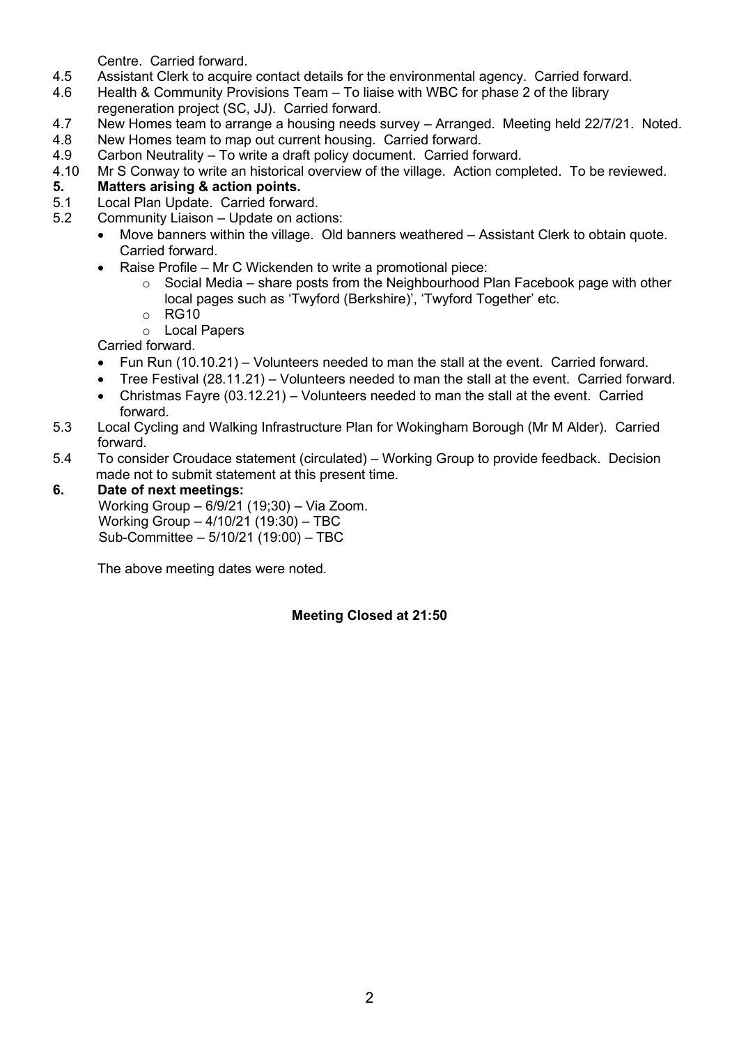Centre. Carried forward.

4.5 Assistant Clerk to acquire contact details for the environmental agency. Carried forward.

4.6 Health & Community Provisions Team – To liaise with WBC for phase 2 of the library regeneration project (SC, JJ). Carried forward.

4.7 New Homes team to arrange a housing needs survey – Arranged. Meeting held 22/7/21. Noted.

4.8 New Homes team to map out current housing. Carried forward.

4.9 Carbon Neutrality – To write a draft policy document. Carried forward.

4.10 Mr S Conway to write an historical overview of the village. Action completed. To be reviewed.

**5. Matters arising & action points.**

5.1 Local Plan Update. Carried forward.

5.2 Community Liaison – Update on actions:

- Move banners within the village. Old banners weathered – Assistant Clerk to obtain quote. Carried forward.
- Raise Profile – Mr C Wickenden to write a promotional piece:
  - Social Media – share posts from the Neighbourhood Plan Facebook page with other local pages such as 'Twyford (Berkshire)', 'Twyford Together' etc.
  - RG10
  - Local Papers

Carried forward.

- Fun Run (10.10.21) – Volunteers needed to man the stall at the event. Carried forward.
- Tree Festival (28.11.21) – Volunteers needed to man the stall at the event. Carried forward.
- Christmas Fayre (03.12.21) – Volunteers needed to man the stall at the event. Carried forward.

5.3 Local Cycling and Walking Infrastructure Plan for Wokingham Borough (Mr M Alder). Carried forward.

5.4 To consider Croudace statement (circulated) – Working Group to provide feedback. Decision made not to submit statement at this present time.

**6. Date of next meetings:**

Working Group – 6/9/21 (19;30) – Via Zoom.
Working Group – 4/10/21 (19:30) – TBC
Sub-Committee – 5/10/21 (19:00) – TBC

The above meeting dates were noted.

**Meeting Closed at 21:50**